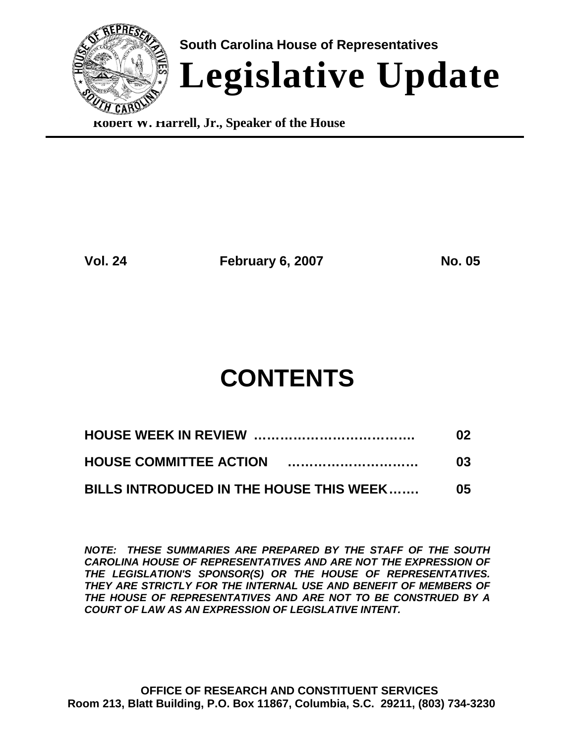**South Carolina House of Representatives**

# Legislative Update

**Robert W. Harrell, Jr., Speaker of the House**

---

**Vol. 24** **February 6, 2007** **No. 05**

## CONTENTS

| | |
|---|---|
| **HOUSE WEEK IN REVIEW ……………………………….** | **02** |
| **HOUSE COMMITTEE ACTION …………………………** | **03** |
| **BILLS INTRODUCED IN THE HOUSE THIS WEEK…….** | **05** |

***NOTE: THESE SUMMARIES ARE PREPARED BY THE STAFF OF THE SOUTH CAROLINA HOUSE OF REPRESENTATIVES AND ARE NOT THE EXPRESSION OF THE LEGISLATION'S SPONSOR(S) OR THE HOUSE OF REPRESENTATIVES. THEY ARE STRICTLY FOR THE INTERNAL USE AND BENEFIT OF MEMBERS OF THE HOUSE OF REPRESENTATIVES AND ARE NOT TO BE CONSTRUED BY A COURT OF LAW AS AN EXPRESSION OF LEGISLATIVE INTENT.***

**OFFICE OF RESEARCH AND CONSTITUENT SERVICES**
**Room 213, Blatt Building, P.O. Box 11867, Columbia, S.C. 29211, (803) 734-3230**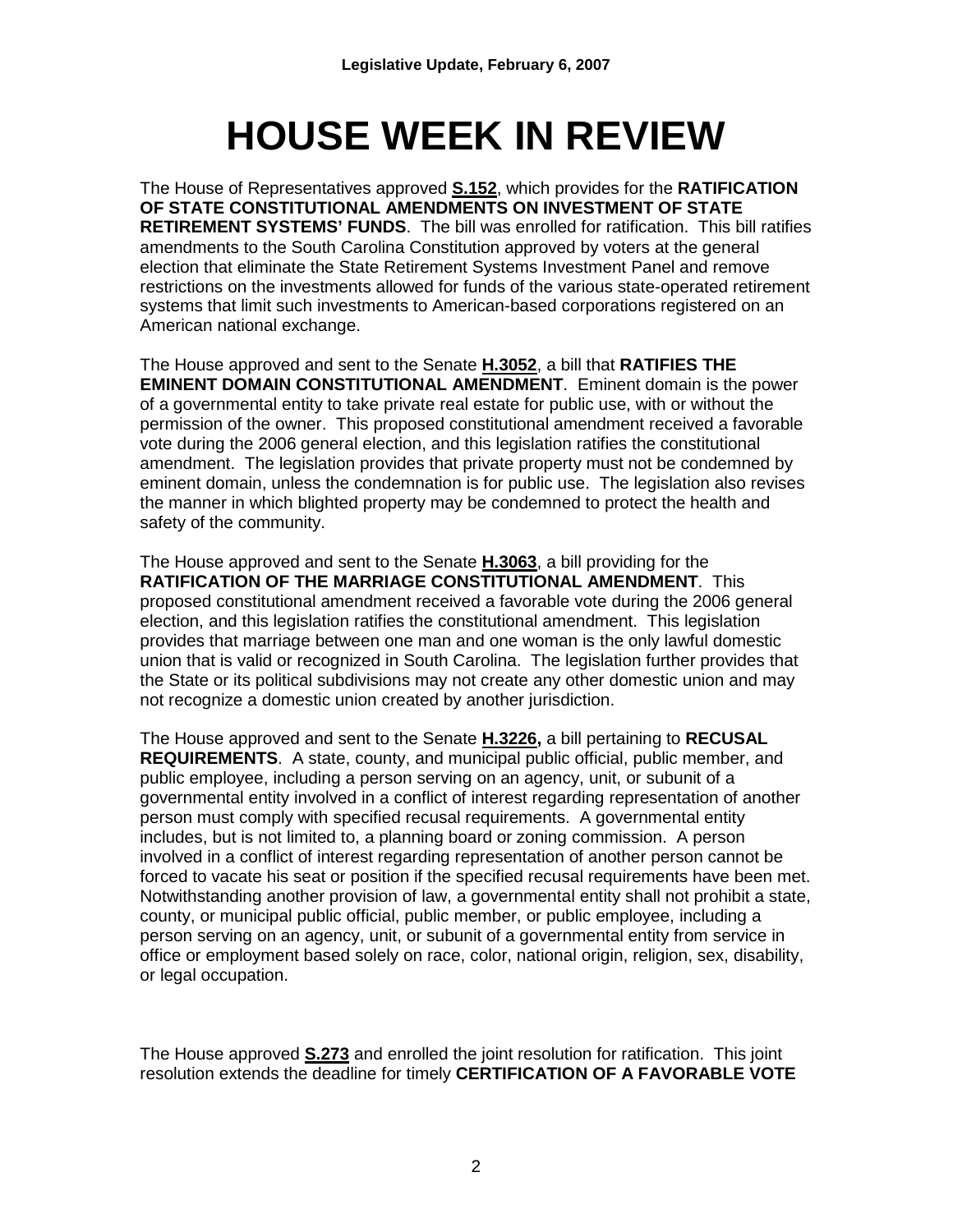# HOUSE WEEK IN REVIEW

The House of Representatives approved **S.152**, which provides for the **RATIFICATION OF STATE CONSTITUTIONAL AMENDMENTS ON INVESTMENT OF STATE RETIREMENT SYSTEMS' FUNDS**. The bill was enrolled for ratification. This bill ratifies amendments to the South Carolina Constitution approved by voters at the general election that eliminate the State Retirement Systems Investment Panel and remove restrictions on the investments allowed for funds of the various state-operated retirement systems that limit such investments to American-based corporations registered on an American national exchange.

The House approved and sent to the Senate **H.3052**, a bill that **RATIFIES THE EMINENT DOMAIN CONSTITUTIONAL AMENDMENT**. Eminent domain is the power of a governmental entity to take private real estate for public use, with or without the permission of the owner. This proposed constitutional amendment received a favorable vote during the 2006 general election, and this legislation ratifies the constitutional amendment. The legislation provides that private property must not be condemned by eminent domain, unless the condemnation is for public use. The legislation also revises the manner in which blighted property may be condemned to protect the health and safety of the community.

The House approved and sent to the Senate **H.3063**, a bill providing for the **RATIFICATION OF THE MARRIAGE CONSTITUTIONAL AMENDMENT**. This proposed constitutional amendment received a favorable vote during the 2006 general election, and this legislation ratifies the constitutional amendment. This legislation provides that marriage between one man and one woman is the only lawful domestic union that is valid or recognized in South Carolina. The legislation further provides that the State or its political subdivisions may not create any other domestic union and may not recognize a domestic union created by another jurisdiction.

The House approved and sent to the Senate **H.3226,** a bill pertaining to **RECUSAL REQUIREMENTS**. A state, county, and municipal public official, public member, and public employee, including a person serving on an agency, unit, or subunit of a governmental entity involved in a conflict of interest regarding representation of another person must comply with specified recusal requirements. A governmental entity includes, but is not limited to, a planning board or zoning commission. A person involved in a conflict of interest regarding representation of another person cannot be forced to vacate his seat or position if the specified recusal requirements have been met. Notwithstanding another provision of law, a governmental entity shall not prohibit a state, county, or municipal public official, public member, or public employee, including a person serving on an agency, unit, or subunit of a governmental entity from service in office or employment based solely on race, color, national origin, religion, sex, disability, or legal occupation.

The House approved **S.273** and enrolled the joint resolution for ratification. This joint resolution extends the deadline for timely **CERTIFICATION OF A FAVORABLE VOTE**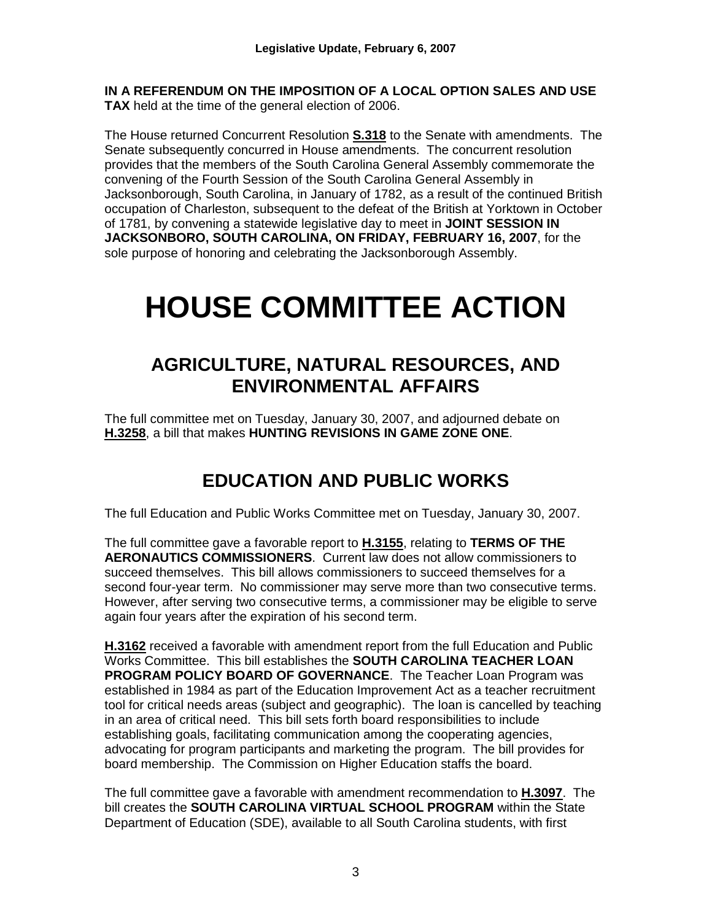**IN A REFERENDUM ON THE IMPOSITION OF A LOCAL OPTION SALES AND USE TAX** held at the time of the general election of 2006.

The House returned Concurrent Resolution **S.318** to the Senate with amendments. The Senate subsequently concurred in House amendments. The concurrent resolution provides that the members of the South Carolina General Assembly commemorate the convening of the Fourth Session of the South Carolina General Assembly in Jacksonborough, South Carolina, in January of 1782, as a result of the continued British occupation of Charleston, subsequent to the defeat of the British at Yorktown in October of 1781, by convening a statewide legislative day to meet in **JOINT SESSION IN JACKSONBORO, SOUTH CAROLINA, ON FRIDAY, FEBRUARY 16, 2007**, for the sole purpose of honoring and celebrating the Jacksonborough Assembly.

# HOUSE COMMITTEE ACTION

## AGRICULTURE, NATURAL RESOURCES, AND ENVIRONMENTAL AFFAIRS

The full committee met on Tuesday, January 30, 2007, and adjourned debate on **H.3258**, a bill that makes **HUNTING REVISIONS IN GAME ZONE ONE**.

## EDUCATION AND PUBLIC WORKS

The full Education and Public Works Committee met on Tuesday, January 30, 2007.

The full committee gave a favorable report to **H.3155**, relating to **TERMS OF THE AERONAUTICS COMMISSIONERS**. Current law does not allow commissioners to succeed themselves. This bill allows commissioners to succeed themselves for a second four-year term. No commissioner may serve more than two consecutive terms. However, after serving two consecutive terms, a commissioner may be eligible to serve again four years after the expiration of his second term.

**H.3162** received a favorable with amendment report from the full Education and Public Works Committee. This bill establishes the **SOUTH CAROLINA TEACHER LOAN PROGRAM POLICY BOARD OF GOVERNANCE**. The Teacher Loan Program was established in 1984 as part of the Education Improvement Act as a teacher recruitment tool for critical needs areas (subject and geographic). The loan is cancelled by teaching in an area of critical need. This bill sets forth board responsibilities to include establishing goals, facilitating communication among the cooperating agencies, advocating for program participants and marketing the program. The bill provides for board membership. The Commission on Higher Education staffs the board.

The full committee gave a favorable with amendment recommendation to **H.3097**. The bill creates the **SOUTH CAROLINA VIRTUAL SCHOOL PROGRAM** within the State Department of Education (SDE), available to all South Carolina students, with first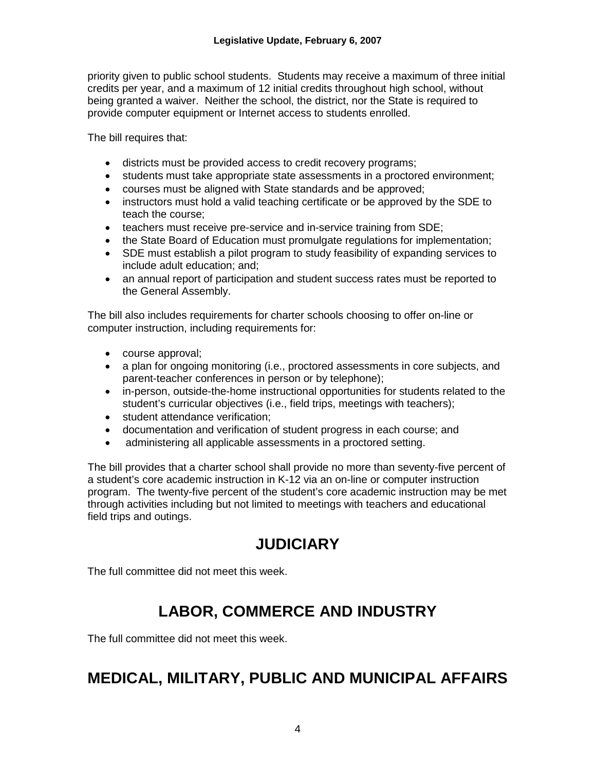priority given to public school students. Students may receive a maximum of three initial credits per year, and a maximum of 12 initial credits throughout high school, without being granted a waiver. Neither the school, the district, nor the State is required to provide computer equipment or Internet access to students enrolled.

The bill requires that:

- districts must be provided access to credit recovery programs;
- students must take appropriate state assessments in a proctored environment;
- courses must be aligned with State standards and be approved;
- instructors must hold a valid teaching certificate or be approved by the SDE to teach the course;
- teachers must receive pre-service and in-service training from SDE;
- the State Board of Education must promulgate regulations for implementation;
- SDE must establish a pilot program to study feasibility of expanding services to include adult education; and;
- an annual report of participation and student success rates must be reported to the General Assembly.

The bill also includes requirements for charter schools choosing to offer on-line or computer instruction, including requirements for:

- course approval;
- a plan for ongoing monitoring (i.e., proctored assessments in core subjects, and parent-teacher conferences in person or by telephone);
- in-person, outside-the-home instructional opportunities for students related to the student's curricular objectives (i.e., field trips, meetings with teachers);
- student attendance verification;
- documentation and verification of student progress in each course; and
- administering all applicable assessments in a proctored setting.

The bill provides that a charter school shall provide no more than seventy-five percent of a student's core academic instruction in K-12 via an on-line or computer instruction program. The twenty-five percent of the student's core academic instruction may be met through activities including but not limited to meetings with teachers and educational field trips and outings.

## JUDICIARY

The full committee did not meet this week.

## LABOR, COMMERCE AND INDUSTRY

The full committee did not meet this week.

## MEDICAL, MILITARY, PUBLIC AND MUNICIPAL AFFAIRS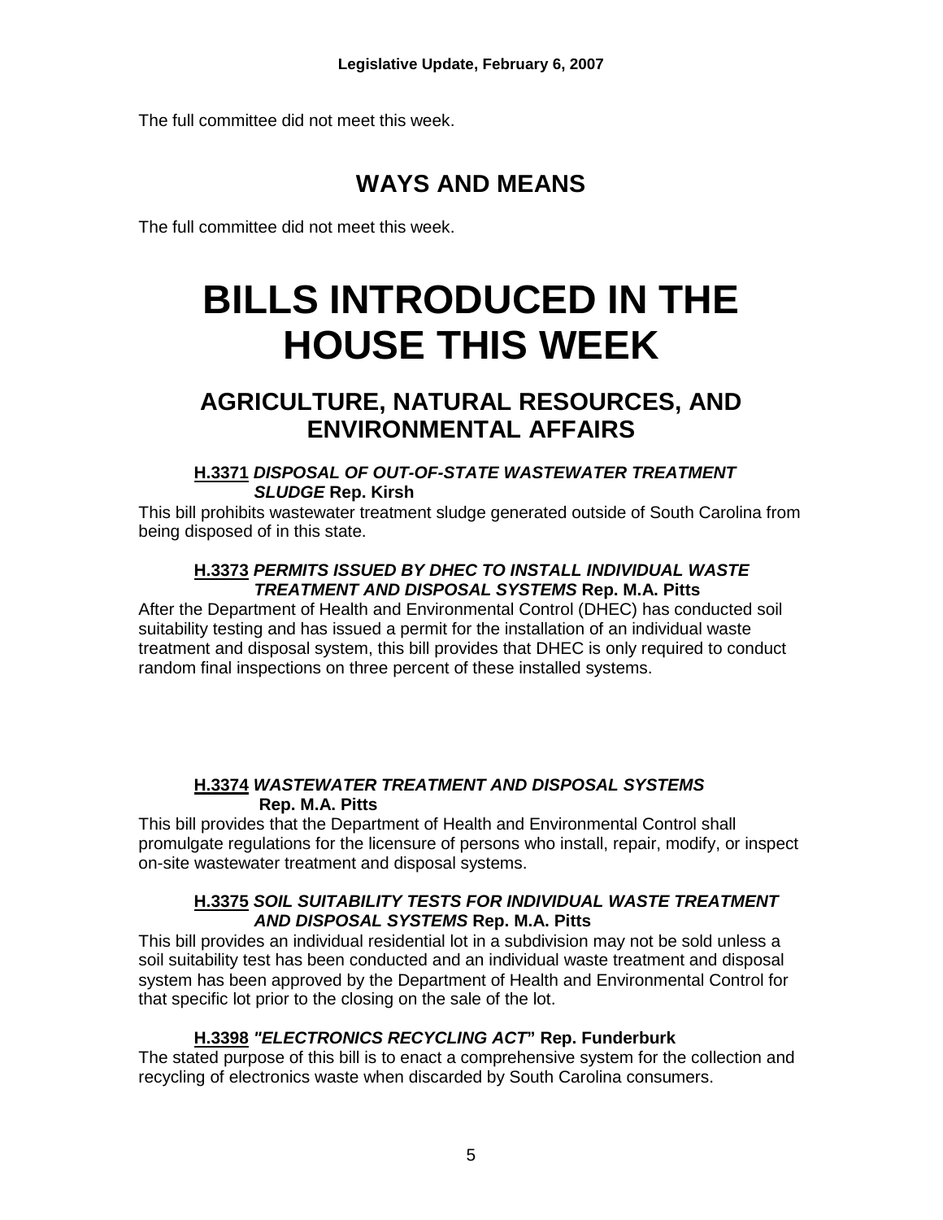The full committee did not meet this week.

## WAYS AND MEANS

The full committee did not meet this week.

# BILLS INTRODUCED IN THE HOUSE THIS WEEK

## AGRICULTURE, NATURAL RESOURCES, AND ENVIRONMENTAL AFFAIRS

**H.3371** ***DISPOSAL OF OUT-OF-STATE WASTEWATER TREATMENT SLUDGE*** **Rep. Kirsh**

This bill prohibits wastewater treatment sludge generated outside of South Carolina from being disposed of in this state.

**H.3373** ***PERMITS ISSUED BY DHEC TO INSTALL INDIVIDUAL WASTE TREATMENT AND DISPOSAL SYSTEMS*** **Rep. M.A. Pitts**

After the Department of Health and Environmental Control (DHEC) has conducted soil suitability testing and has issued a permit for the installation of an individual waste treatment and disposal system, this bill provides that DHEC is only required to conduct random final inspections on three percent of these installed systems.

**H.3374** ***WASTEWATER TREATMENT AND DISPOSAL SYSTEMS*** **Rep. M.A. Pitts**

This bill provides that the Department of Health and Environmental Control shall promulgate regulations for the licensure of persons who install, repair, modify, or inspect on-site wastewater treatment and disposal systems.

**H.3375** ***SOIL SUITABILITY TESTS FOR INDIVIDUAL WASTE TREATMENT AND DISPOSAL SYSTEMS*** **Rep. M.A. Pitts**

This bill provides an individual residential lot in a subdivision may not be sold unless a soil suitability test has been conducted and an individual waste treatment and disposal system has been approved by the Department of Health and Environmental Control for that specific lot prior to the closing on the sale of the lot.

**H.3398** ***"ELECTRONICS RECYCLING ACT"*** **Rep. Funderburk**

The stated purpose of this bill is to enact a comprehensive system for the collection and recycling of electronics waste when discarded by South Carolina consumers.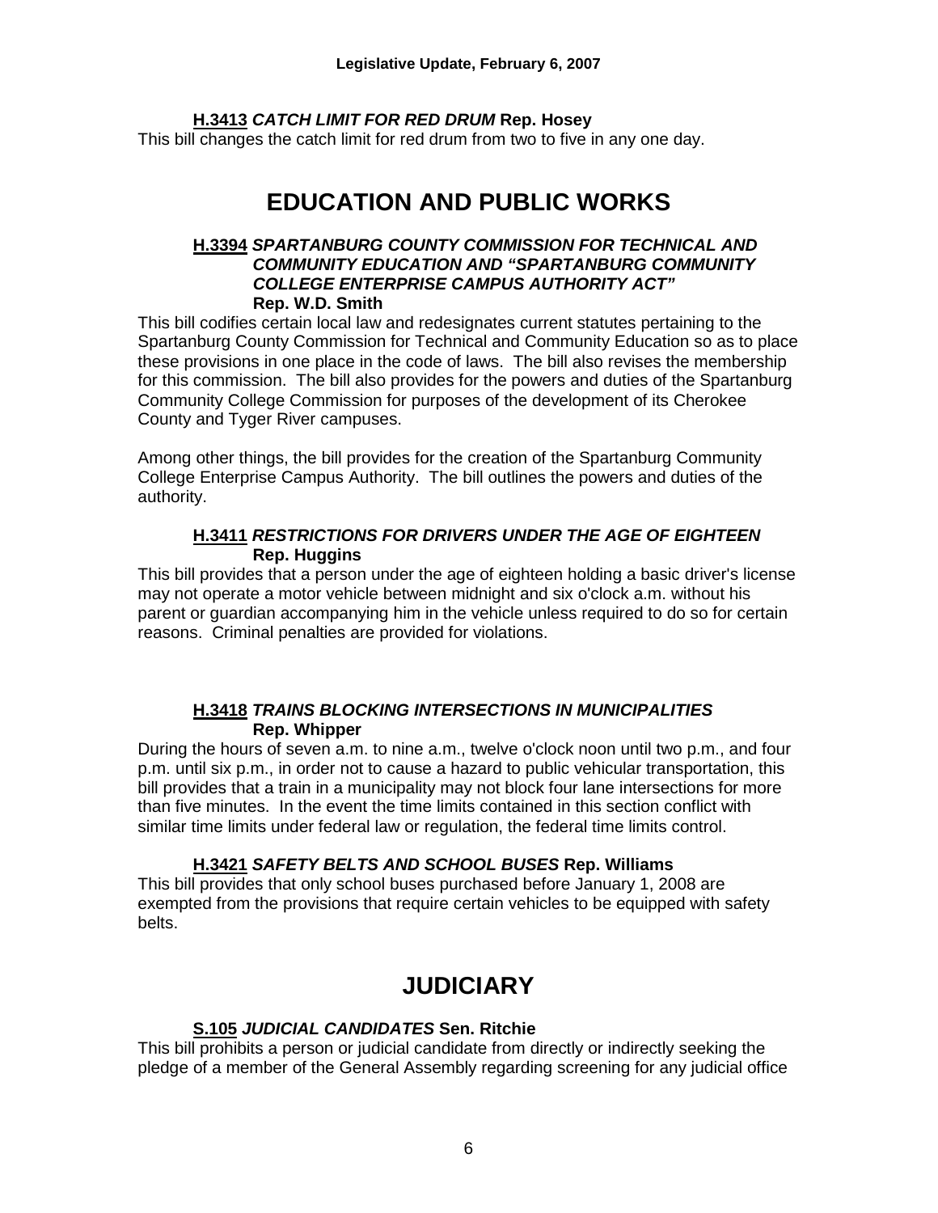**H.3413** ***CATCH LIMIT FOR RED DRUM*** **Rep. Hosey**

This bill changes the catch limit for red drum from two to five in any one day.

# EDUCATION AND PUBLIC WORKS

**H.3394** ***SPARTANBURG COUNTY COMMISSION FOR TECHNICAL AND COMMUNITY EDUCATION AND "SPARTANBURG COMMUNITY COLLEGE ENTERPRISE CAMPUS AUTHORITY ACT"*** **Rep. W.D. Smith**

This bill codifies certain local law and redesignates current statutes pertaining to the Spartanburg County Commission for Technical and Community Education so as to place these provisions in one place in the code of laws. The bill also revises the membership for this commission. The bill also provides for the powers and duties of the Spartanburg Community College Commission for purposes of the development of its Cherokee County and Tyger River campuses.

Among other things, the bill provides for the creation of the Spartanburg Community College Enterprise Campus Authority. The bill outlines the powers and duties of the authority.

**H.3411** ***RESTRICTIONS FOR DRIVERS UNDER THE AGE OF EIGHTEEN*** **Rep. Huggins**

This bill provides that a person under the age of eighteen holding a basic driver's license may not operate a motor vehicle between midnight and six o'clock a.m. without his parent or guardian accompanying him in the vehicle unless required to do so for certain reasons. Criminal penalties are provided for violations.

**H.3418** ***TRAINS BLOCKING INTERSECTIONS IN MUNICIPALITIES*** **Rep. Whipper**

During the hours of seven a.m. to nine a.m., twelve o'clock noon until two p.m., and four p.m. until six p.m., in order not to cause a hazard to public vehicular transportation, this bill provides that a train in a municipality may not block four lane intersections for more than five minutes. In the event the time limits contained in this section conflict with similar time limits under federal law or regulation, the federal time limits control.

**H.3421** ***SAFETY BELTS AND SCHOOL BUSES*** **Rep. Williams**

This bill provides that only school buses purchased before January 1, 2008 are exempted from the provisions that require certain vehicles to be equipped with safety belts.

# JUDICIARY

**S.105** ***JUDICIAL CANDIDATES*** **Sen. Ritchie**

This bill prohibits a person or judicial candidate from directly or indirectly seeking the pledge of a member of the General Assembly regarding screening for any judicial office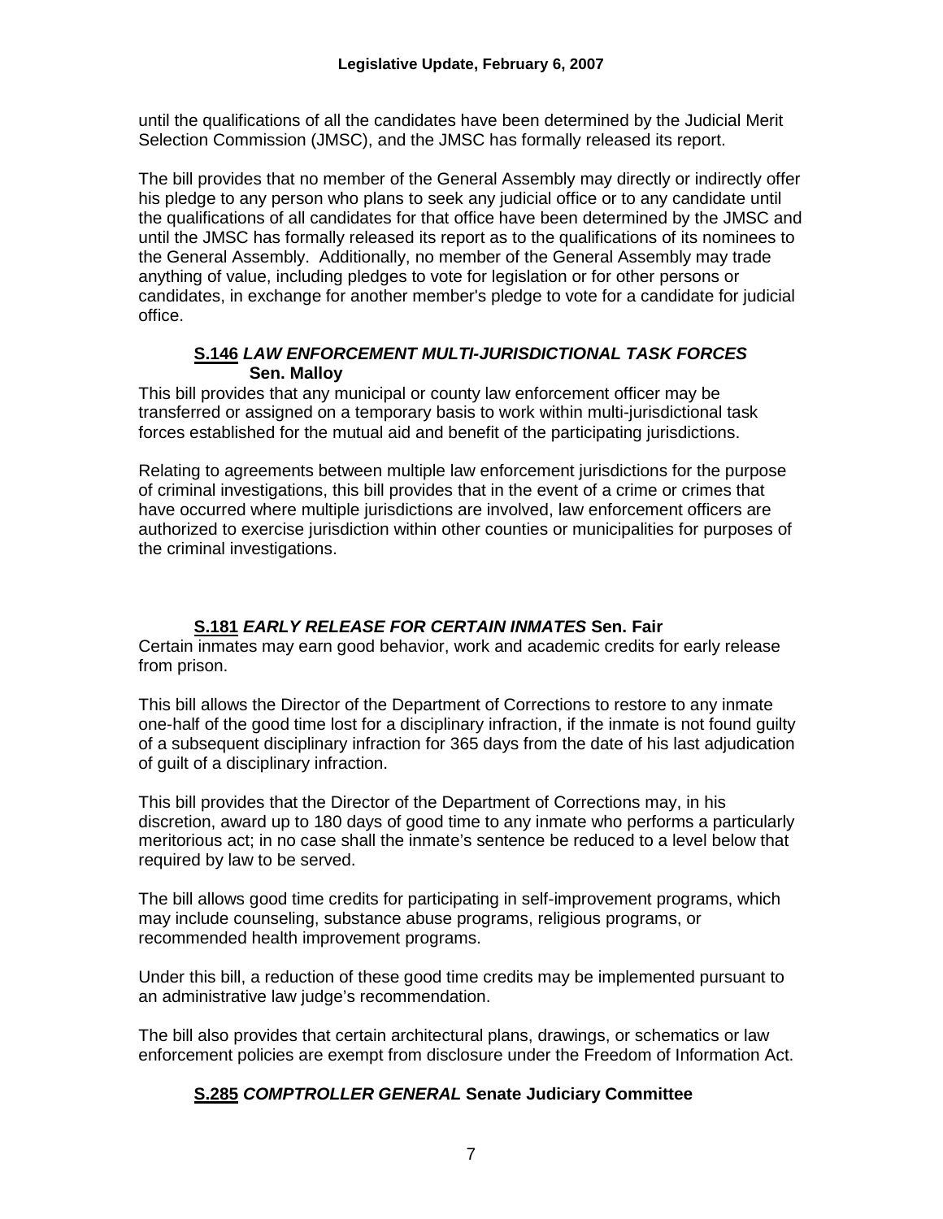until the qualifications of all the candidates have been determined by the Judicial Merit Selection Commission (JMSC), and the JMSC has formally released its report.

The bill provides that no member of the General Assembly may directly or indirectly offer his pledge to any person who plans to seek any judicial office or to any candidate until the qualifications of all candidates for that office have been determined by the JMSC and until the JMSC has formally released its report as to the qualifications of its nominees to the General Assembly. Additionally, no member of the General Assembly may trade anything of value, including pledges to vote for legislation or for other persons or candidates, in exchange for another member's pledge to vote for a candidate for judicial office.

### S.146 *LAW ENFORCEMENT MULTI-JURISDICTIONAL TASK FORCES* Sen. Malloy

This bill provides that any municipal or county law enforcement officer may be transferred or assigned on a temporary basis to work within multi-jurisdictional task forces established for the mutual aid and benefit of the participating jurisdictions.

Relating to agreements between multiple law enforcement jurisdictions for the purpose of criminal investigations, this bill provides that in the event of a crime or crimes that have occurred where multiple jurisdictions are involved, law enforcement officers are authorized to exercise jurisdiction within other counties or municipalities for purposes of the criminal investigations.

### S.181 *EARLY RELEASE FOR CERTAIN INMATES* Sen. Fair

Certain inmates may earn good behavior, work and academic credits for early release from prison.

This bill allows the Director of the Department of Corrections to restore to any inmate one-half of the good time lost for a disciplinary infraction, if the inmate is not found guilty of a subsequent disciplinary infraction for 365 days from the date of his last adjudication of guilt of a disciplinary infraction.

This bill provides that the Director of the Department of Corrections may, in his discretion, award up to 180 days of good time to any inmate who performs a particularly meritorious act; in no case shall the inmate's sentence be reduced to a level below that required by law to be served.

The bill allows good time credits for participating in self-improvement programs, which may include counseling, substance abuse programs, religious programs, or recommended health improvement programs.

Under this bill, a reduction of these good time credits may be implemented pursuant to an administrative law judge's recommendation.

The bill also provides that certain architectural plans, drawings, or schematics or law enforcement policies are exempt from disclosure under the Freedom of Information Act.

### S.285 *COMPTROLLER GENERAL* Senate Judiciary Committee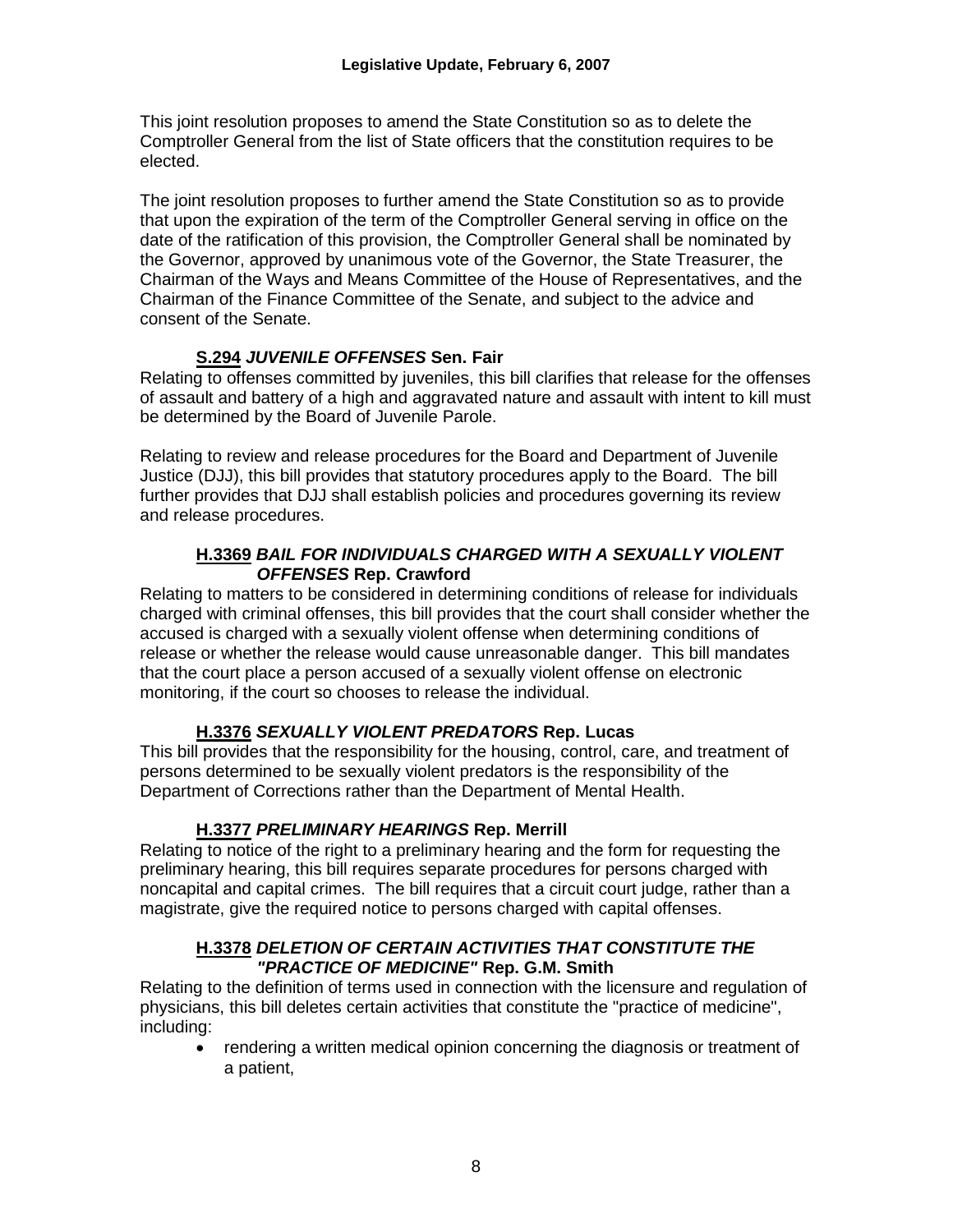This joint resolution proposes to amend the State Constitution so as to delete the Comptroller General from the list of State officers that the constitution requires to be elected.

The joint resolution proposes to further amend the State Constitution so as to provide that upon the expiration of the term of the Comptroller General serving in office on the date of the ratification of this provision, the Comptroller General shall be nominated by the Governor, approved by unanimous vote of the Governor, the State Treasurer, the Chairman of the Ways and Means Committee of the House of Representatives, and the Chairman of the Finance Committee of the Senate, and subject to the advice and consent of the Senate.

**S.294** ***JUVENILE OFFENSES*** **Sen. Fair**

Relating to offenses committed by juveniles, this bill clarifies that release for the offenses of assault and battery of a high and aggravated nature and assault with intent to kill must be determined by the Board of Juvenile Parole.

Relating to review and release procedures for the Board and Department of Juvenile Justice (DJJ), this bill provides that statutory procedures apply to the Board. The bill further provides that DJJ shall establish policies and procedures governing its review and release procedures.

**H.3369** ***BAIL FOR INDIVIDUALS CHARGED WITH A SEXUALLY VIOLENT OFFENSES*** **Rep. Crawford**

Relating to matters to be considered in determining conditions of release for individuals charged with criminal offenses, this bill provides that the court shall consider whether the accused is charged with a sexually violent offense when determining conditions of release or whether the release would cause unreasonable danger. This bill mandates that the court place a person accused of a sexually violent offense on electronic monitoring, if the court so chooses to release the individual.

**H.3376** ***SEXUALLY VIOLENT PREDATORS*** **Rep. Lucas**

This bill provides that the responsibility for the housing, control, care, and treatment of persons determined to be sexually violent predators is the responsibility of the Department of Corrections rather than the Department of Mental Health.

**H.3377** ***PRELIMINARY HEARINGS*** **Rep. Merrill**

Relating to notice of the right to a preliminary hearing and the form for requesting the preliminary hearing, this bill requires separate procedures for persons charged with noncapital and capital crimes. The bill requires that a circuit court judge, rather than a magistrate, give the required notice to persons charged with capital offenses.

**H.3378** ***DELETION OF CERTAIN ACTIVITIES THAT CONSTITUTE THE "PRACTICE OF MEDICINE"*** **Rep. G.M. Smith**

Relating to the definition of terms used in connection with the licensure and regulation of physicians, this bill deletes certain activities that constitute the "practice of medicine", including:

- rendering a written medical opinion concerning the diagnosis or treatment of a patient,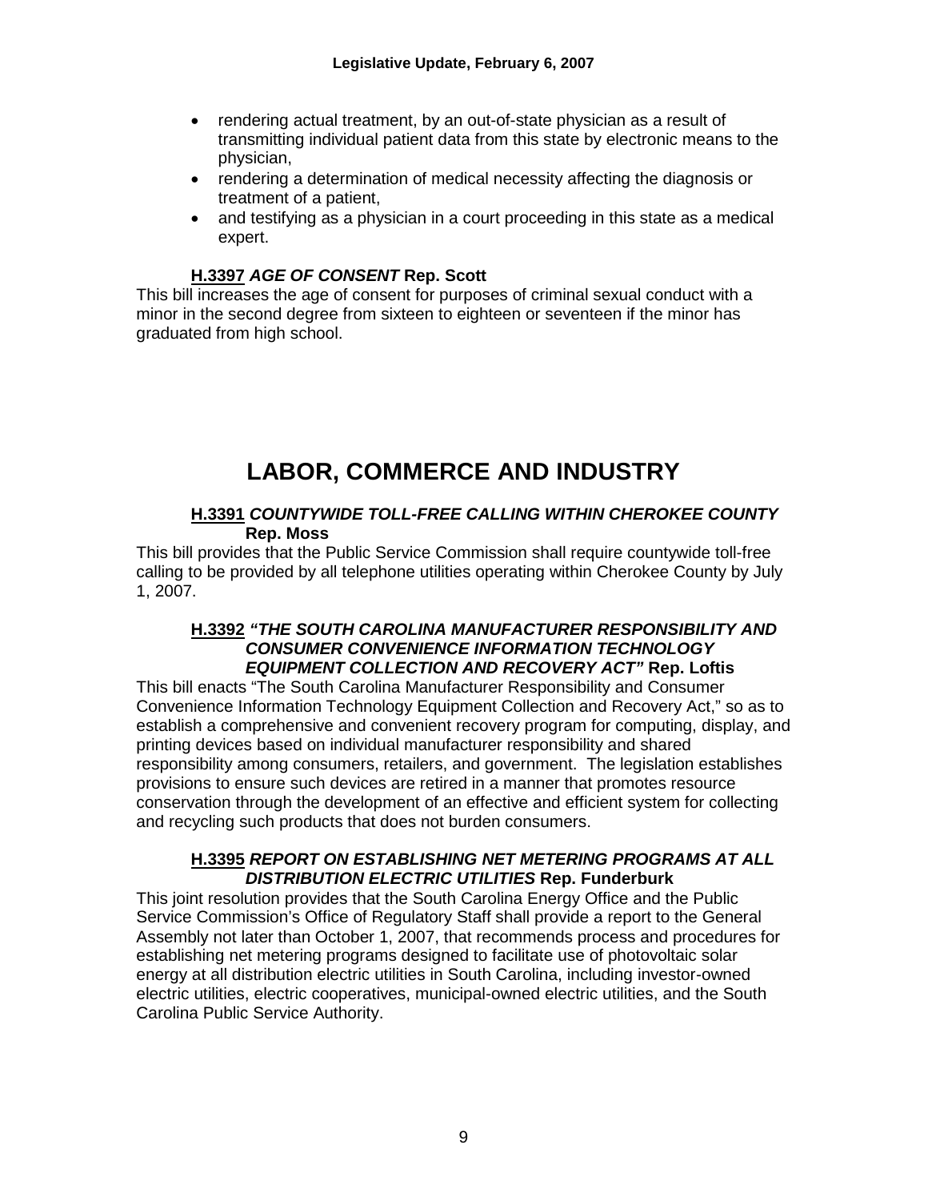- rendering actual treatment, by an out-of-state physician as a result of transmitting individual patient data from this state by electronic means to the physician,
- rendering a determination of medical necessity affecting the diagnosis or treatment of a patient,
- and testifying as a physician in a court proceeding in this state as a medical expert.

**H.3397** ***AGE OF CONSENT*** **Rep. Scott**

This bill increases the age of consent for purposes of criminal sexual conduct with a minor in the second degree from sixteen to eighteen or seventeen if the minor has graduated from high school.

# LABOR, COMMERCE AND INDUSTRY

**H.3391** ***COUNTYWIDE TOLL-FREE CALLING WITHIN CHEROKEE COUNTY*** **Rep. Moss**

This bill provides that the Public Service Commission shall require countywide toll-free calling to be provided by all telephone utilities operating within Cherokee County by July 1, 2007.

**H.3392** ***"THE SOUTH CAROLINA MANUFACTURER RESPONSIBILITY AND CONSUMER CONVENIENCE INFORMATION TECHNOLOGY EQUIPMENT COLLECTION AND RECOVERY ACT"*** **Rep. Loftis**

This bill enacts "The South Carolina Manufacturer Responsibility and Consumer Convenience Information Technology Equipment Collection and Recovery Act," so as to establish a comprehensive and convenient recovery program for computing, display, and printing devices based on individual manufacturer responsibility and shared responsibility among consumers, retailers, and government. The legislation establishes provisions to ensure such devices are retired in a manner that promotes resource conservation through the development of an effective and efficient system for collecting and recycling such products that does not burden consumers.

**H.3395** ***REPORT ON ESTABLISHING NET METERING PROGRAMS AT ALL DISTRIBUTION ELECTRIC UTILITIES*** **Rep. Funderburk**

This joint resolution provides that the South Carolina Energy Office and the Public Service Commission's Office of Regulatory Staff shall provide a report to the General Assembly not later than October 1, 2007, that recommends process and procedures for establishing net metering programs designed to facilitate use of photovoltaic solar energy at all distribution electric utilities in South Carolina, including investor-owned electric utilities, electric cooperatives, municipal-owned electric utilities, and the South Carolina Public Service Authority.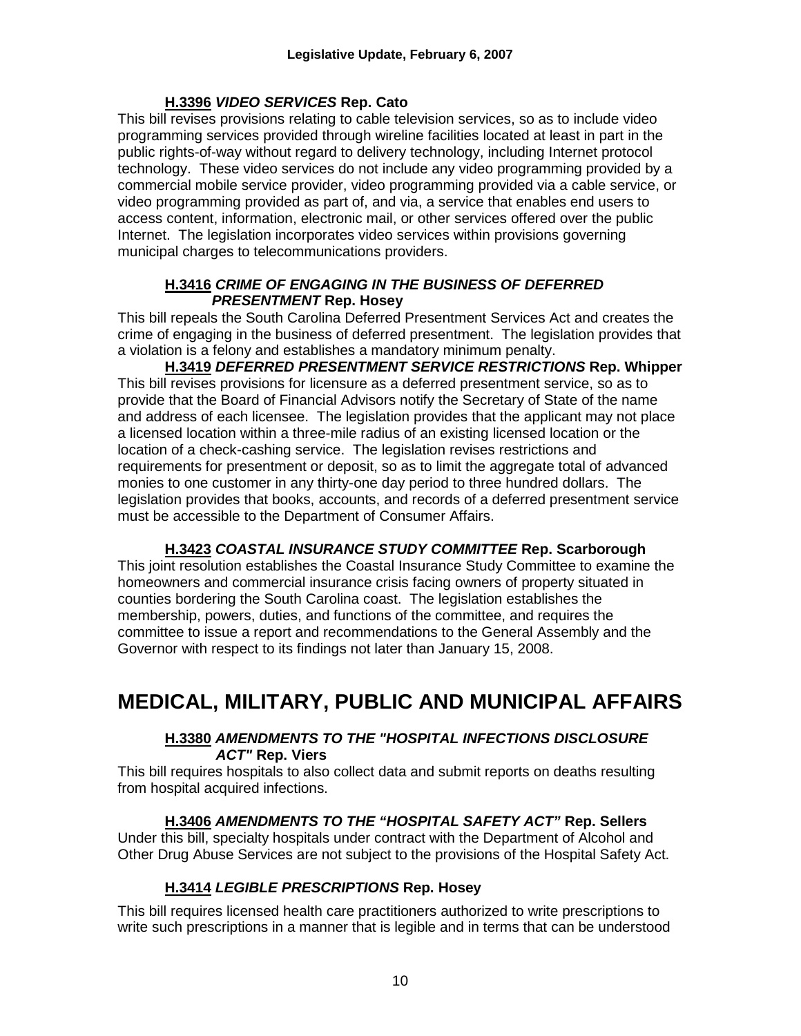**H.3396** ***VIDEO SERVICES*** **Rep. Cato**

This bill revises provisions relating to cable television services, so as to include video programming services provided through wireline facilities located at least in part in the public rights-of-way without regard to delivery technology, including Internet protocol technology. These video services do not include any video programming provided by a commercial mobile service provider, video programming provided via a cable service, or video programming provided as part of, and via, a service that enables end users to access content, information, electronic mail, or other services offered over the public Internet. The legislation incorporates video services within provisions governing municipal charges to telecommunications providers.

**H.3416** ***CRIME OF ENGAGING IN THE BUSINESS OF DEFERRED PRESENTMENT*** **Rep. Hosey**

This bill repeals the South Carolina Deferred Presentment Services Act and creates the crime of engaging in the business of deferred presentment. The legislation provides that a violation is a felony and establishes a mandatory minimum penalty.

**H.3419** ***DEFERRED PRESENTMENT SERVICE RESTRICTIONS*** **Rep. Whipper**

This bill revises provisions for licensure as a deferred presentment service, so as to provide that the Board of Financial Advisors notify the Secretary of State of the name and address of each licensee. The legislation provides that the applicant may not place a licensed location within a three-mile radius of an existing licensed location or the location of a check-cashing service. The legislation revises restrictions and requirements for presentment or deposit, so as to limit the aggregate total of advanced monies to one customer in any thirty-one day period to three hundred dollars. The legislation provides that books, accounts, and records of a deferred presentment service must be accessible to the Department of Consumer Affairs.

**H.3423** ***COASTAL INSURANCE STUDY COMMITTEE*** **Rep. Scarborough**

This joint resolution establishes the Coastal Insurance Study Committee to examine the homeowners and commercial insurance crisis facing owners of property situated in counties bordering the South Carolina coast. The legislation establishes the membership, powers, duties, and functions of the committee, and requires the committee to issue a report and recommendations to the General Assembly and the Governor with respect to its findings not later than January 15, 2008.

# MEDICAL, MILITARY, PUBLIC AND MUNICIPAL AFFAIRS

**H.3380** ***AMENDMENTS TO THE "HOSPITAL INFECTIONS DISCLOSURE ACT"*** **Rep. Viers**

This bill requires hospitals to also collect data and submit reports on deaths resulting from hospital acquired infections.

**H.3406** ***AMENDMENTS TO THE "HOSPITAL SAFETY ACT"*** **Rep. Sellers**

Under this bill, specialty hospitals under contract with the Department of Alcohol and Other Drug Abuse Services are not subject to the provisions of the Hospital Safety Act.

**H.3414** ***LEGIBLE PRESCRIPTIONS*** **Rep. Hosey**

This bill requires licensed health care practitioners authorized to write prescriptions to write such prescriptions in a manner that is legible and in terms that can be understood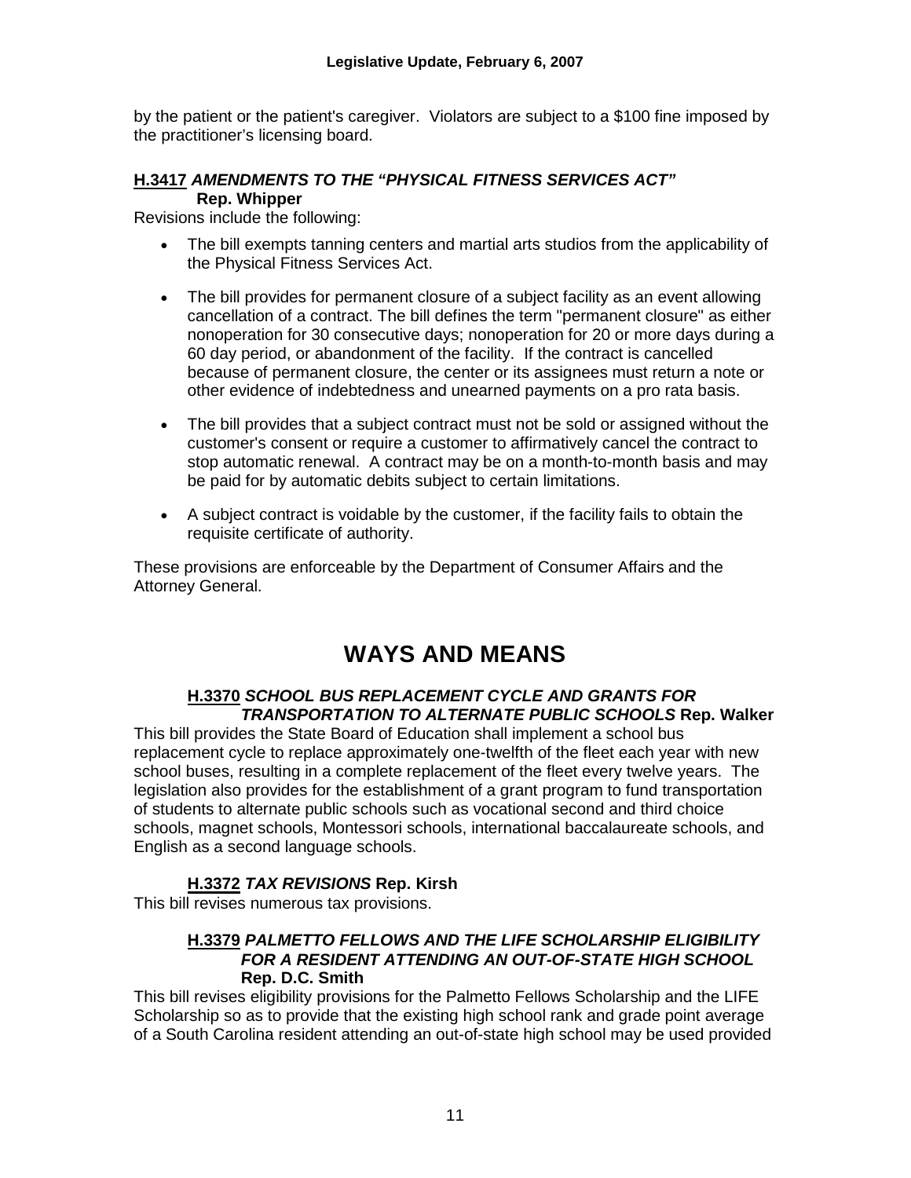by the patient or the patient's caregiver. Violators are subject to a $100 fine imposed by the practitioner's licensing board.

**H.3417** ***AMENDMENTS TO THE "PHYSICAL FITNESS SERVICES ACT"*** **Rep. Whipper**

Revisions include the following:

- The bill exempts tanning centers and martial arts studios from the applicability of the Physical Fitness Services Act.
- The bill provides for permanent closure of a subject facility as an event allowing cancellation of a contract. The bill defines the term "permanent closure" as either nonoperation for 30 consecutive days; nonoperation for 20 or more days during a 60 day period, or abandonment of the facility. If the contract is cancelled because of permanent closure, the center or its assignees must return a note or other evidence of indebtedness and unearned payments on a pro rata basis.
- The bill provides that a subject contract must not be sold or assigned without the customer's consent or require a customer to affirmatively cancel the contract to stop automatic renewal. A contract may be on a month-to-month basis and may be paid for by automatic debits subject to certain limitations.
- A subject contract is voidable by the customer, if the facility fails to obtain the requisite certificate of authority.

These provisions are enforceable by the Department of Consumer Affairs and the Attorney General.

# WAYS AND MEANS

**H.3370** ***SCHOOL BUS REPLACEMENT CYCLE AND GRANTS FOR TRANSPORTATION TO ALTERNATE PUBLIC SCHOOLS*** **Rep. Walker**

This bill provides the State Board of Education shall implement a school bus replacement cycle to replace approximately one-twelfth of the fleet each year with new school buses, resulting in a complete replacement of the fleet every twelve years. The legislation also provides for the establishment of a grant program to fund transportation of students to alternate public schools such as vocational second and third choice schools, magnet schools, Montessori schools, international baccalaureate schools, and English as a second language schools.

**H.3372** ***TAX REVISIONS*** **Rep. Kirsh**

This bill revises numerous tax provisions.

**H.3379** ***PALMETTO FELLOWS AND THE LIFE SCHOLARSHIP ELIGIBILITY FOR A RESIDENT ATTENDING AN OUT-OF-STATE HIGH SCHOOL*** **Rep. D.C. Smith**

This bill revises eligibility provisions for the Palmetto Fellows Scholarship and the LIFE Scholarship so as to provide that the existing high school rank and grade point average of a South Carolina resident attending an out-of-state high school may be used provided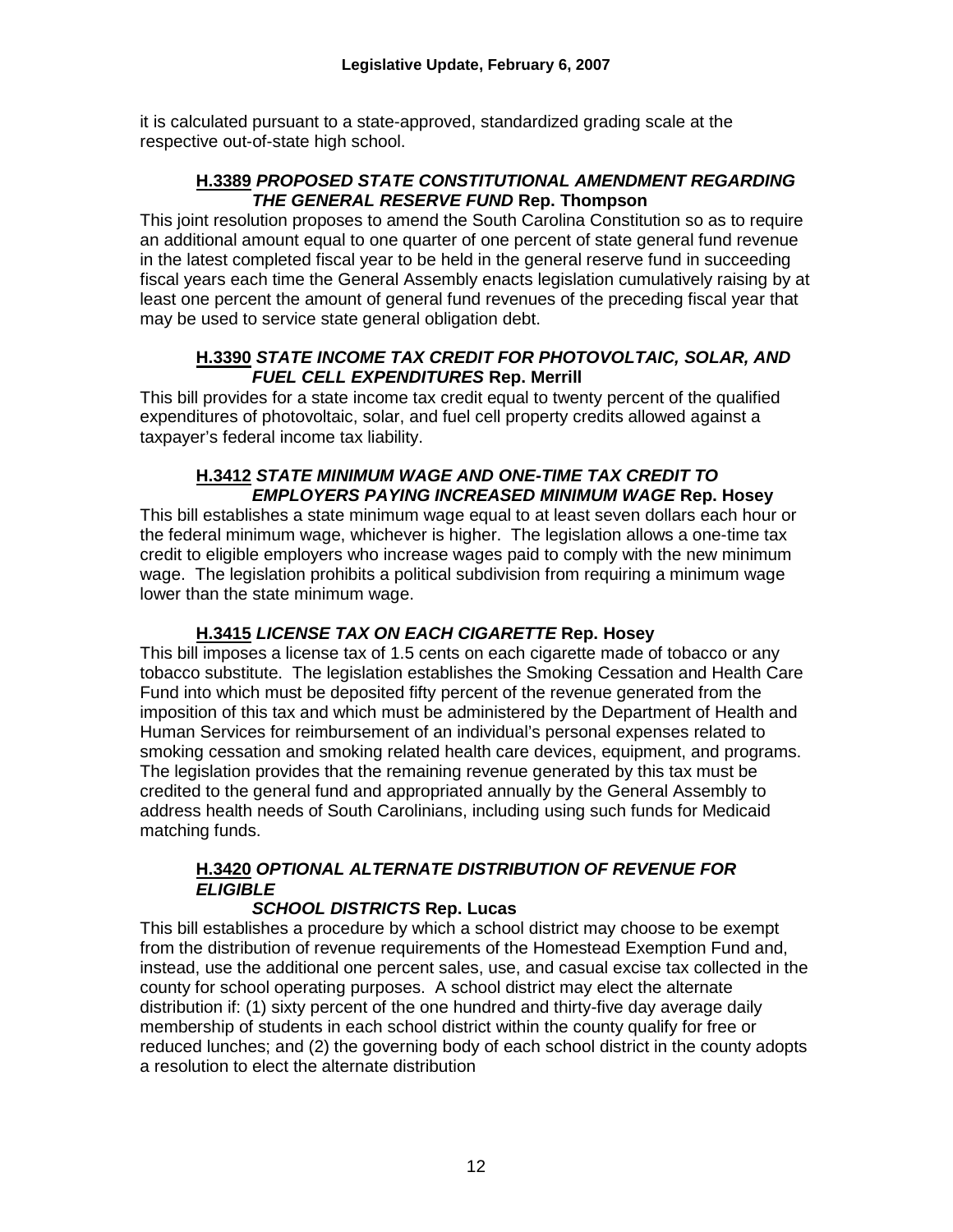it is calculated pursuant to a state-approved, standardized grading scale at the respective out-of-state high school.

### **H.3389** ***PROPOSED STATE CONSTITUTIONAL AMENDMENT REGARDING THE GENERAL RESERVE FUND*** **Rep. Thompson**

This joint resolution proposes to amend the South Carolina Constitution so as to require an additional amount equal to one quarter of one percent of state general fund revenue in the latest completed fiscal year to be held in the general reserve fund in succeeding fiscal years each time the General Assembly enacts legislation cumulatively raising by at least one percent the amount of general fund revenues of the preceding fiscal year that may be used to service state general obligation debt.

### **H.3390** ***STATE INCOME TAX CREDIT FOR PHOTOVOLTAIC, SOLAR, AND FUEL CELL EXPENDITURES*** **Rep. Merrill**

This bill provides for a state income tax credit equal to twenty percent of the qualified expenditures of photovoltaic, solar, and fuel cell property credits allowed against a taxpayer's federal income tax liability.

### **H.3412** ***STATE MINIMUM WAGE AND ONE-TIME TAX CREDIT TO EMPLOYERS PAYING INCREASED MINIMUM WAGE*** **Rep. Hosey**

This bill establishes a state minimum wage equal to at least seven dollars each hour or the federal minimum wage, whichever is higher. The legislation allows a one-time tax credit to eligible employers who increase wages paid to comply with the new minimum wage. The legislation prohibits a political subdivision from requiring a minimum wage lower than the state minimum wage.

### **H.3415** ***LICENSE TAX ON EACH CIGARETTE*** **Rep. Hosey**

This bill imposes a license tax of 1.5 cents on each cigarette made of tobacco or any tobacco substitute. The legislation establishes the Smoking Cessation and Health Care Fund into which must be deposited fifty percent of the revenue generated from the imposition of this tax and which must be administered by the Department of Health and Human Services for reimbursement of an individual's personal expenses related to smoking cessation and smoking related health care devices, equipment, and programs. The legislation provides that the remaining revenue generated by this tax must be credited to the general fund and appropriated annually by the General Assembly to address health needs of South Carolinians, including using such funds for Medicaid matching funds.

### **H.3420** ***OPTIONAL ALTERNATE DISTRIBUTION OF REVENUE FOR ELIGIBLE SCHOOL DISTRICTS*** **Rep. Lucas**

This bill establishes a procedure by which a school district may choose to be exempt from the distribution of revenue requirements of the Homestead Exemption Fund and, instead, use the additional one percent sales, use, and casual excise tax collected in the county for school operating purposes. A school district may elect the alternate distribution if: (1) sixty percent of the one hundred and thirty-five day average daily membership of students in each school district within the county qualify for free or reduced lunches; and (2) the governing body of each school district in the county adopts a resolution to elect the alternate distribution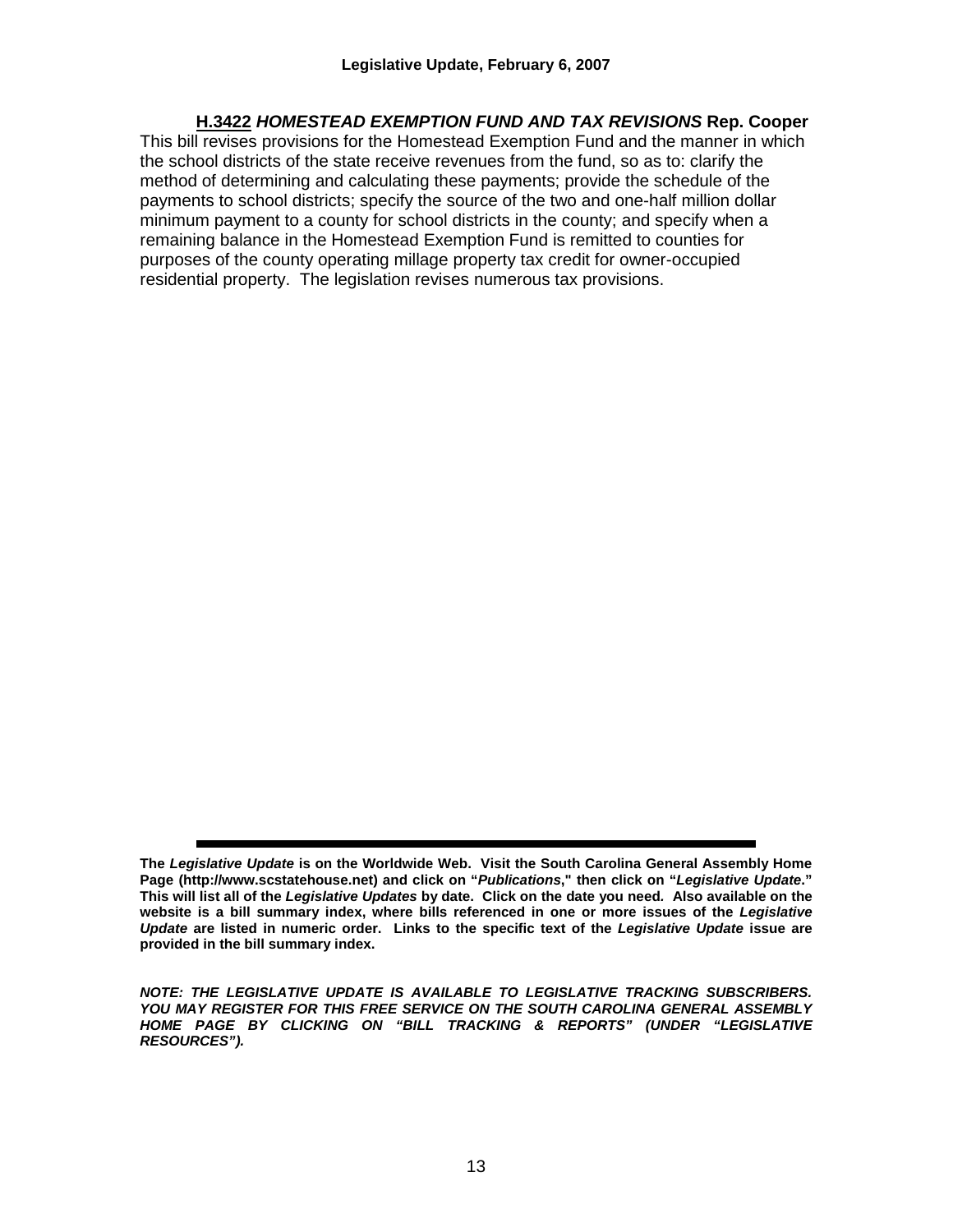**H.3422** ***HOMESTEAD EXEMPTION FUND AND TAX REVISIONS*** **Rep. Cooper**
This bill revises provisions for the Homestead Exemption Fund and the manner in which the school districts of the state receive revenues from the fund, so as to: clarify the method of determining and calculating these payments; provide the schedule of the payments to school districts; specify the source of the two and one-half million dollar minimum payment to a county for school districts in the county; and specify when a remaining balance in the Homestead Exemption Fund is remitted to counties for purposes of the county operating millage property tax credit for owner-occupied residential property. The legislation revises numerous tax provisions.

---

**The *Legislative Update* is on the Worldwide Web. Visit the South Carolina General Assembly Home Page (http://www.scstatehouse.net) and click on "*Publications*," then click on "*Legislative Update*." This will list all of the *Legislative Updates* by date. Click on the date you need. Also available on the website is a bill summary index, where bills referenced in one or more issues of the *Legislative Update* are listed in numeric order. Links to the specific text of the *Legislative Update* issue are provided in the bill summary index.**

***NOTE: THE LEGISLATIVE UPDATE IS AVAILABLE TO LEGISLATIVE TRACKING SUBSCRIBERS. YOU MAY REGISTER FOR THIS FREE SERVICE ON THE SOUTH CAROLINA GENERAL ASSEMBLY HOME PAGE BY CLICKING ON "BILL TRACKING & REPORTS" (UNDER "LEGISLATIVE RESOURCES").***